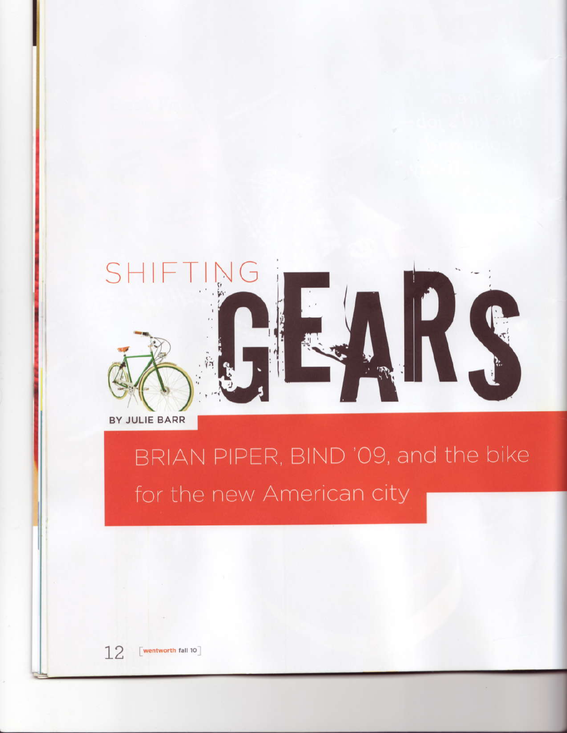# SHIFTING GEARS

BY JULIE BARR

## BRIAN PIPER, BIND '09, and the bike for the new American city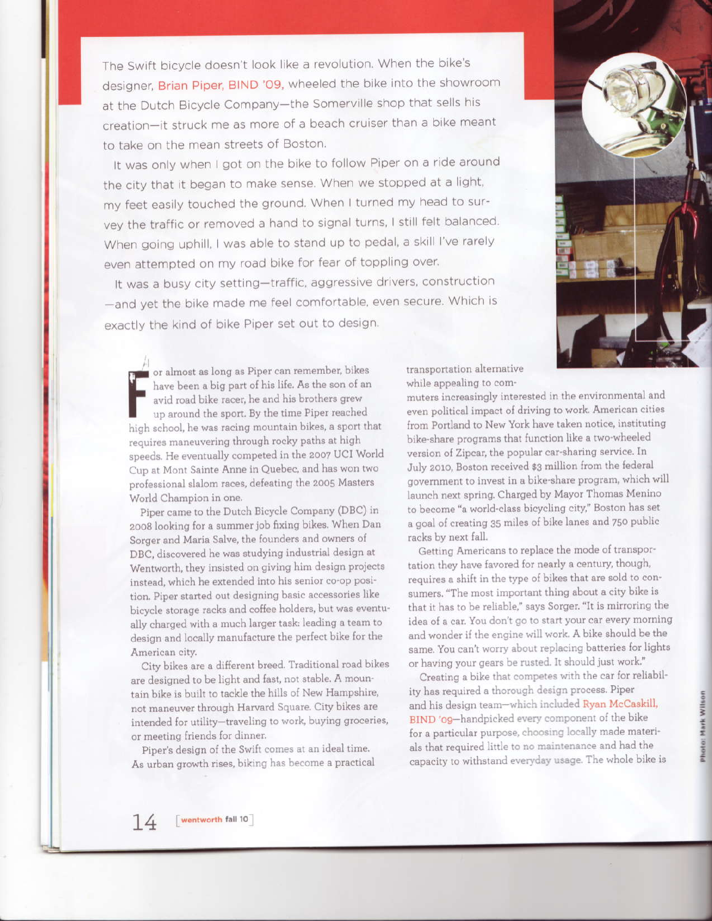The Swift bicycle doesn't look like a revolution. When the bike's designer, Brian Piper, BIND '09, wheeled the bike into the showroom at the Dutch Bicycle Company—the Somerville shop that sells his creation—it struck me as more of a beach cruiser than a bike meant to take on the mean streets of Boston.

It was only when I got on the bike to follow Piper on a ride around the city that it began to make sense. When we stopped at a light, my feet easily touched the ground. When I turned my head to survey the traffic or removed a hand to signal turns, I still felt balanced. When going uphill, I was able to stand up to pedal, a skill I've rarely even attempted on my road bike for fear of toppling over.

It was a busy city setting—traffic, aggressive drivers, construction—and yet the bike made me feel comfortable, even secure. Which is exactly the kind of bike Piper set out to design.

For almost as long as Piper can remember, bikes have been a big part of his life. As the son of an avid road bike racer, he and his brothers grew up around the sport. By the time Piper reached high school, he was racing mountain bikes, a sport that requires maneuvering through rocky paths at high speeds. He eventually competed in the 2007 UCI World Cup at Mont Sainte Anne in Quebec, and has won two professional slalom races, defeating the 2005 Masters World Champion in one.

Piper came to the Dutch Bicycle Company (DBC) in 2008 looking for a summer job fixing bikes. When Dan Sorger and Maria Salve, the founders and owners of DBC, discovered he was studying industrial design at Wentworth, they insisted on giving him design projects instead, which he extended into his senior co-op position. Piper started out designing basic accessories like bicycle storage racks and coffee holders, but was eventually charged with a much larger task: leading a team to design and locally manufacture the perfect bike for the American city.

City bikes are a different breed. Traditional road bikes are designed to be light and fast, not stable. A mountain bike is built to tackle the hills of New Hampshire, not maneuver through Harvard Square. City bikes are intended for utility—traveling to work, buying groceries, or meeting friends for dinner.

Piper's design of the Swift comes at an ideal time. As urban growth rises, biking has become a practical transportation alternative while appealing to commuters increasingly interested in the environmental and even political impact of driving to work. American cities from Portland to New York have taken notice, instituting bike-share programs that function like a two-wheeled version of Zipcar, the popular car-sharing service. In July 2010, Boston received $3 million from the federal government to invest in a bike-share program, which will launch next spring. Charged by Mayor Thomas Menino to become "a world-class bicycling city," Boston has set a goal of creating 35 miles of bike lanes and 750 public racks by next fall.

Getting Americans to replace the mode of transportation they have favored for nearly a century, though, requires a shift in the type of bikes that are sold to consumers. "The most important thing about a city bike is that it has to be reliable," says Sorger. "It is mirroring the idea of a car. You don't go to start your car every morning and wonder if the engine will work. A bike should be the same. You can't worry about replacing batteries for lights or having your gears be rusted. It should just work."

Creating a bike that competes with the car for reliability has required a thorough design process. Piper and his design team—which included Ryan McCaskill, BIND '09—handpicked every component of the bike for a particular purpose, choosing locally made materials that required little to no maintenance and had the capacity to withstand everyday usage. The whole bike is

Photo: Mark Wilson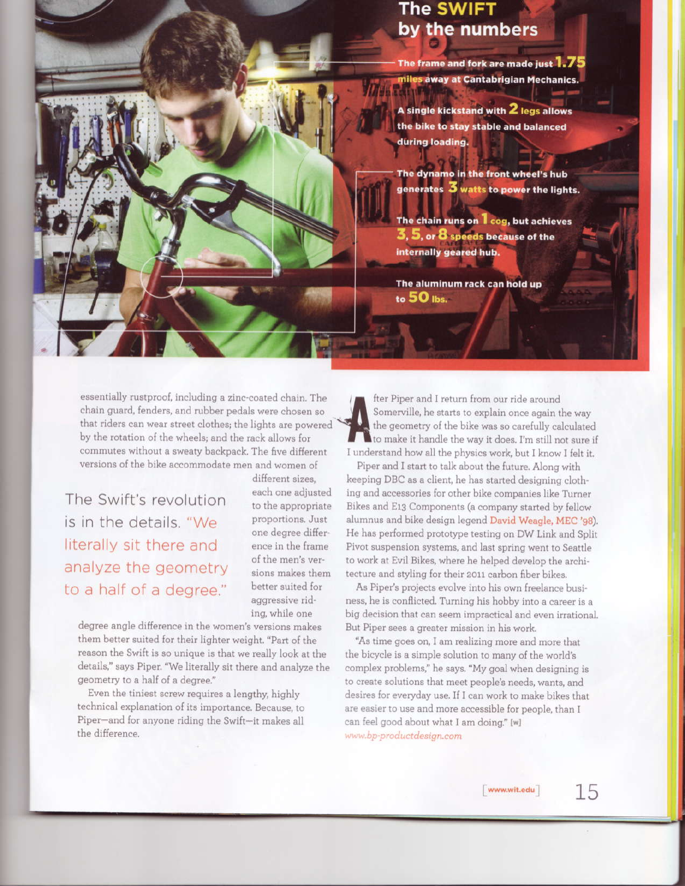## The SWIFT by the numbers

The frame and fork are made just **1.75 miles** away at Cantabrigian Mechanics.

A single kickstand with **2 legs** allows the bike to stay stable and balanced during loading.

The dynamo in the front wheel's hub generates **3 watts** to power the lights.

The chain runs on **1 cog**, but achieves **3, 5, or 8 speeds** because of the internally geared hub.

The aluminum rack can hold up to **50 lbs.**

essentially rustproof, including a zinc-coated chain. The chain guard, fenders, and rubber pedals were chosen so that riders can wear street clothes; the lights are powered by the rotation of the wheels; and the rack allows for commutes without a sweaty backpack. The five different versions of the bike accommodate men and women of different sizes, each one adjusted to the appropriate proportions. Just one degree difference in the frame of the men's versions makes them better suited for aggressive riding, while one degree angle difference in the women's versions makes them better suited for their lighter weight. "Part of the reason the Swift is so unique is that we really look at the details," says Piper. "We literally sit there and analyze the geometry to a half of a degree."

> The Swift's revolution is in the details. "We literally sit there and analyze the geometry to a half of a degree."

Even the tiniest screw requires a lengthy, highly technical explanation of its importance. Because, to Piper—and for anyone riding the Swift—it makes all the difference.

After Piper and I return from our ride around Somerville, he starts to explain once again the way the geometry of the bike was so carefully calculated to make it handle the way it does. I'm still not sure if I understand how all the physics work, but I know I felt it.

Piper and I start to talk about the future. Along with keeping DBC as a client, he has started designing clothing and accessories for other bike companies like Turner Bikes and E13 Components (a company started by fellow alumnus and bike design legend David Weagle, MEC '98). He has performed prototype testing on DW Link and Split Pivot suspension systems, and last spring went to Seattle to work at Evil Bikes, where he helped develop the architecture and styling for their 2011 carbon fiber bikes.

As Piper's projects evolve into his own freelance business, he is conflicted. Turning his hobby into a career is a big decision that can seem impractical and even irrational. But Piper sees a greater mission in his work.

"As time goes on, I am realizing more and more that the bicycle is a simple solution to many of the world's complex problems," he says. "My goal when designing is to create solutions that meet people's needs, wants, and desires for everyday use. If I can work to make bikes that are easier to use and more accessible for people, than I can feel good about what I am doing." [W]

www.bp-productdesign.com